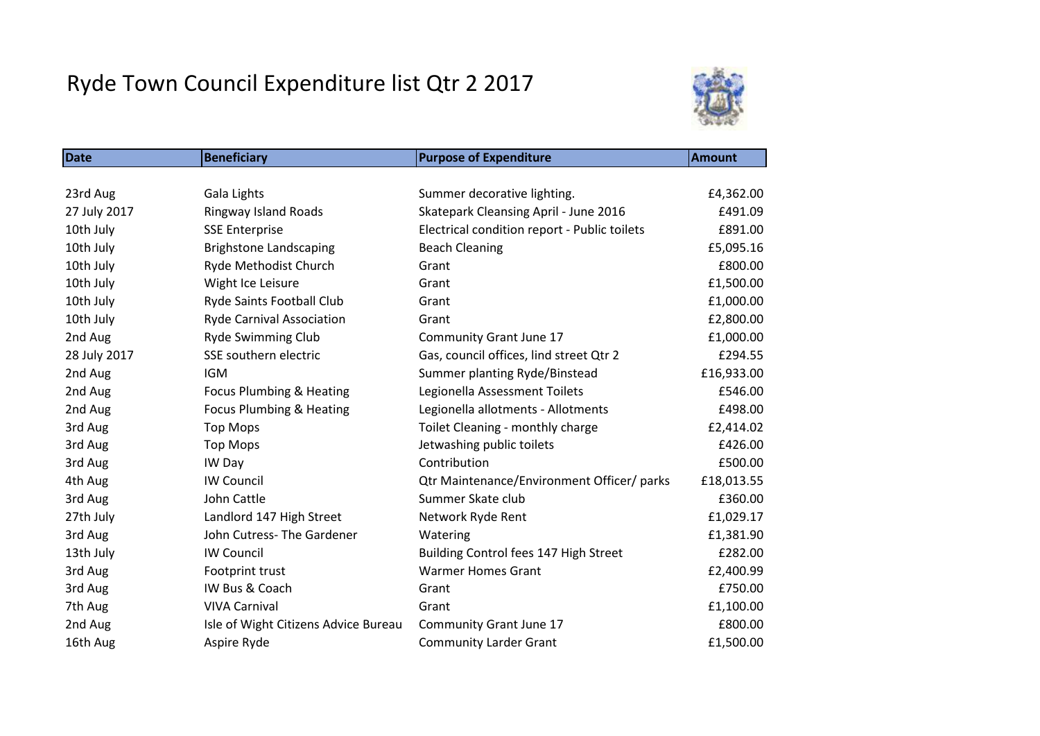# Ryde Town Council Expenditure list Qtr 2 2017

| Date | Beneficiary | Purpose of Expenditure | Amount |
|---|---|---|---|
| 23rd Aug | Gala Lights | Summer decorative lighting. | £4,362.00 |
| 27 July 2017 | Ringway Island Roads | Skatepark Cleansing April - June 2016 | £491.09 |
| 10th July | SSE Enterprise | Electrical condition report - Public toilets | £891.00 |
| 10th July | Brighstone Landscaping | Beach Cleaning | £5,095.16 |
| 10th July | Ryde Methodist Church | Grant | £800.00 |
| 10th July | Wight Ice Leisure | Grant | £1,500.00 |
| 10th July | Ryde Saints Football Club | Grant | £1,000.00 |
| 10th July | Ryde Carnival Association | Grant | £2,800.00 |
| 2nd Aug | Ryde Swimming Club | Community Grant June 17 | £1,000.00 |
| 28 July 2017 | SSE southern electric | Gas, council offices, lind street Qtr 2 | £294.55 |
| 2nd Aug | IGM | Summer planting Ryde/Binstead | £16,933.00 |
| 2nd Aug | Focus Plumbing & Heating | Legionella Assessment Toilets | £546.00 |
| 2nd Aug | Focus Plumbing & Heating | Legionella allotments - Allotments | £498.00 |
| 3rd Aug | Top Mops | Toilet Cleaning - monthly charge | £2,414.02 |
| 3rd Aug | Top Mops | Jetwashing public toilets | £426.00 |
| 3rd Aug | IW Day | Contribution | £500.00 |
| 4th Aug | IW Council | Qtr Maintenance/Environment Officer/ parks | £18,013.55 |
| 3rd Aug | John Cattle | Summer Skate club | £360.00 |
| 27th July | Landlord 147 High Street | Network Ryde Rent | £1,029.17 |
| 3rd Aug | John Cutress- The Gardener | Watering | £1,381.90 |
| 13th July | IW Council | Building Control fees 147 High Street | £282.00 |
| 3rd Aug | Footprint trust | Warmer Homes Grant | £2,400.99 |
| 3rd Aug | IW Bus & Coach | Grant | £750.00 |
| 7th Aug | VIVA Carnival | Grant | £1,100.00 |
| 2nd Aug | Isle of Wight Citizens Advice Bureau | Community Grant June 17 | £800.00 |
| 16th Aug | Aspire Ryde | Community Larder Grant | £1,500.00 |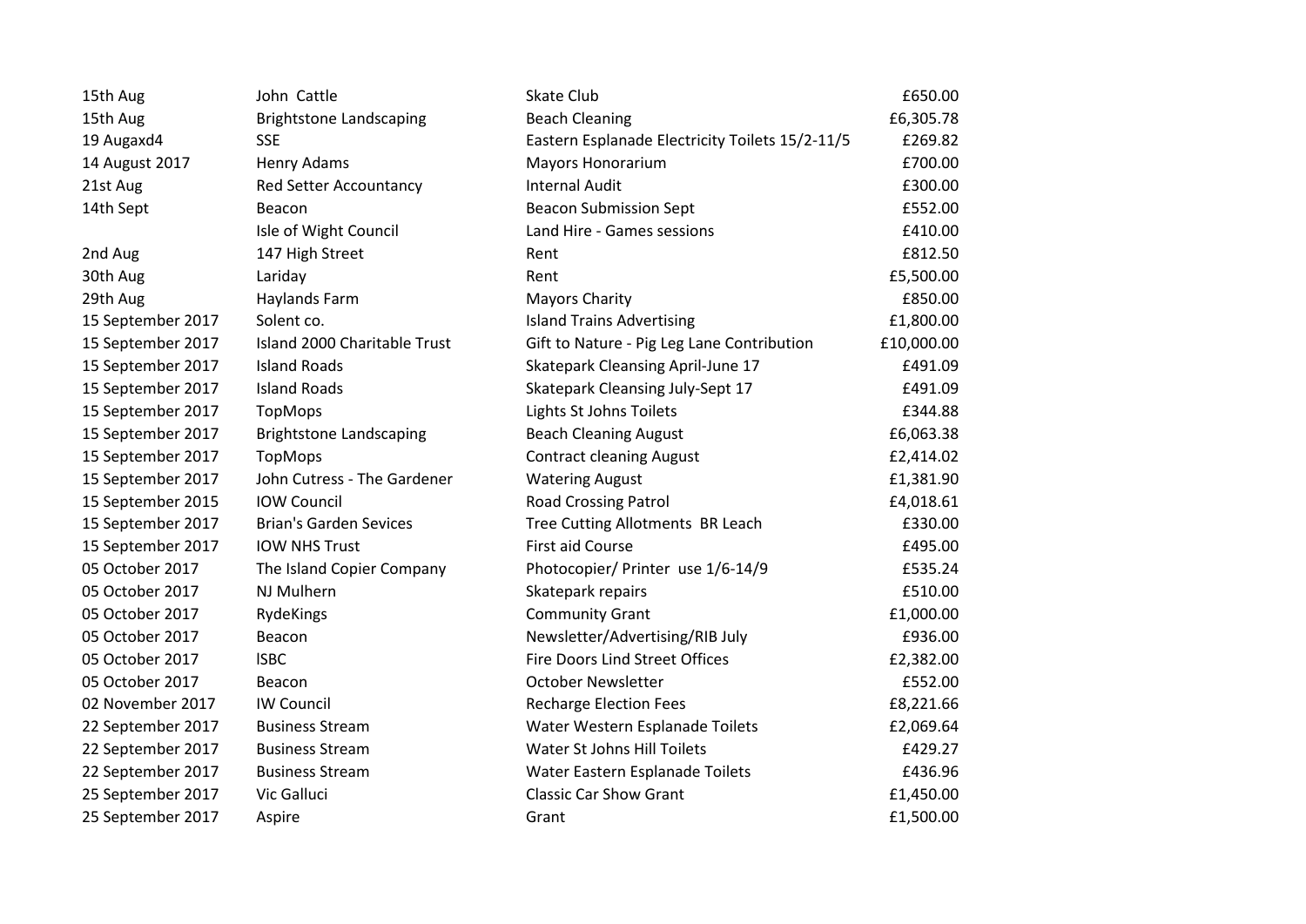| | | | |
|---|---|---|---|
| 15th Aug | John  Cattle | Skate Club | £650.00 |
| 15th Aug | Brightstone Landscaping | Beach Cleaning | £6,305.78 |
| 19 Augaxd4 | SSE | Eastern Esplanade Electricity Toilets 15/2-11/5 | £269.82 |
| 14 August 2017 | Henry Adams | Mayors Honorarium | £700.00 |
| 21st Aug | Red Setter Accountancy | Internal Audit | £300.00 |
| 14th Sept | Beacon | Beacon Submission Sept | £552.00 |
| | Isle of Wight Council | Land Hire - Games sessions | £410.00 |
| 2nd Aug | 147 High Street | Rent | £812.50 |
| 30th Aug | Lariday | Rent | £5,500.00 |
| 29th Aug | Haylands Farm | Mayors Charity | £850.00 |
| 15 September 2017 | Solent co. | Island Trains Advertising | £1,800.00 |
| 15 September 2017 | Island 2000 Charitable Trust | Gift to Nature - Pig Leg Lane Contribution | £10,000.00 |
| 15 September 2017 | Island Roads | Skatepark Cleansing April-June 17 | £491.09 |
| 15 September 2017 | Island Roads | Skatepark Cleansing July-Sept 17 | £491.09 |
| 15 September 2017 | TopMops | Lights St Johns Toilets | £344.88 |
| 15 September 2017 | Brightstone Landscaping | Beach Cleaning August | £6,063.38 |
| 15 September 2017 | TopMops | Contract cleaning August | £2,414.02 |
| 15 September 2017 | John Cutress - The Gardener | Watering August | £1,381.90 |
| 15 September 2015 | IOW Council | Road Crossing Patrol | £4,018.61 |
| 15 September 2017 | Brian's Garden Sevices | Tree Cutting Allotments  BR Leach | £330.00 |
| 15 September 2017 | IOW NHS Trust | First aid Course | £495.00 |
| 05 October 2017 | The Island Copier Company | Photocopier/ Printer  use 1/6-14/9 | £535.24 |
| 05 October 2017 | NJ Mulhern | Skatepark repairs | £510.00 |
| 05 October 2017 | RydeKings | Community Grant | £1,000.00 |
| 05 October 2017 | Beacon | Newsletter/Advertising/RIB July | £936.00 |
| 05 October 2017 | lSBC | Fire Doors Lind Street Offices | £2,382.00 |
| 05 October 2017 | Beacon | October Newsletter | £552.00 |
| 02 November 2017 | IW Council | Recharge Election Fees | £8,221.66 |
| 22 September 2017 | Business Stream | Water Western Esplanade Toilets | £2,069.64 |
| 22 September 2017 | Business Stream | Water St Johns Hill Toilets | £429.27 |
| 22 September 2017 | Business Stream | Water Eastern Esplanade Toilets | £436.96 |
| 25 September 2017 | Vic Galluci | Classic Car Show Grant | £1,450.00 |
| 25 September 2017 | Aspire | Grant | £1,500.00 |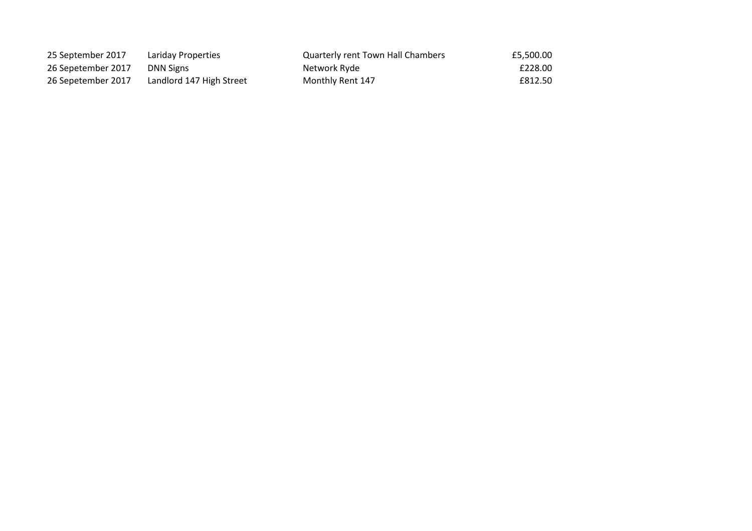| | | | |
|---|---|---|---|
| 25 September 2017 | Lariday Properties | Quarterly rent Town Hall Chambers | £5,500.00 |
| 26 Sepetember 2017 | DNN Signs | Network Ryde | £228.00 |
| 26 Sepetember 2017 | Landlord 147 High Street | Monthly Rent 147 | £812.50 |